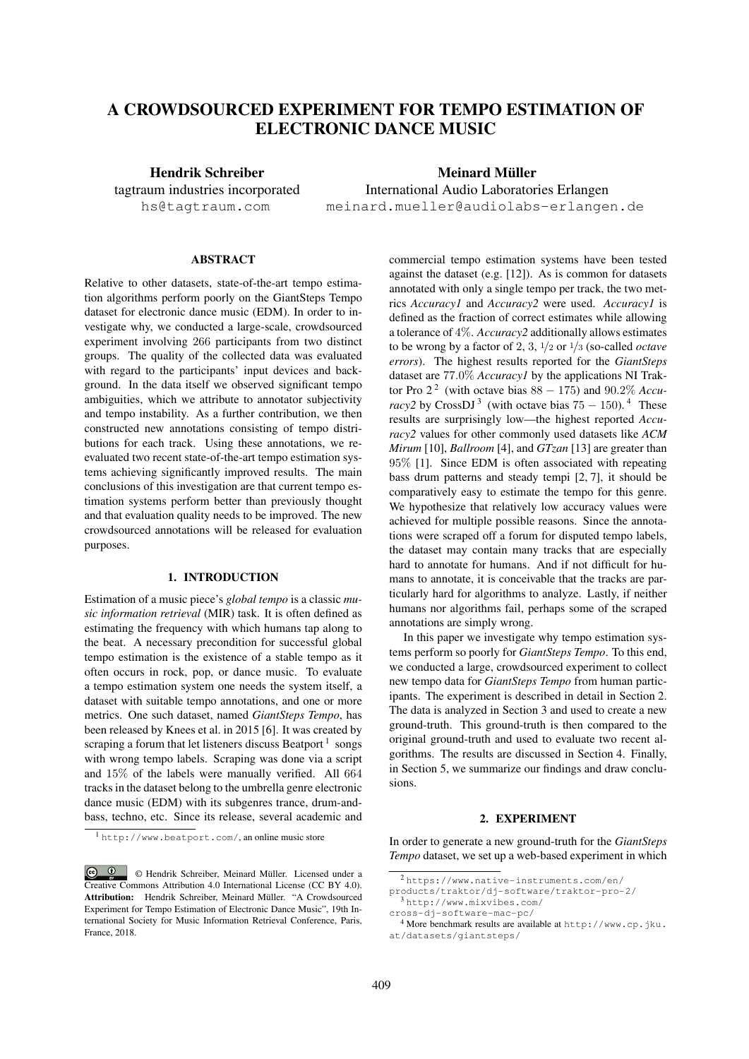# A CROWDSOURCED EXPERIMENT FOR TEMPO ESTIMATION OF ELECTRONIC DANCE MUSIC

**Hendrik Schreiber**
tagtraum industries incorporated
hs@tagtraum.com

**Meinard Müller**
International Audio Laboratories Erlangen
meinard.mueller@audiolabs-erlangen.de

## ABSTRACT

Relative to other datasets, state-of-the-art tempo estimation algorithms perform poorly on the GiantSteps Tempo dataset for electronic dance music (EDM). In order to investigate why, we conducted a large-scale, crowdsourced experiment involving 266 participants from two distinct groups. The quality of the collected data was evaluated with regard to the participants' input devices and background. In the data itself we observed significant tempo ambiguities, which we attribute to annotator subjectivity and tempo instability. As a further contribution, we then constructed new annotations consisting of tempo distributions for each track. Using these annotations, we re-evaluated two recent state-of-the-art tempo estimation systems achieving significantly improved results. The main conclusions of this investigation are that current tempo estimation systems perform better than previously thought and that evaluation quality needs to be improved. The new crowdsourced annotations will be released for evaluation purposes.

## 1. INTRODUCTION

Estimation of a music piece's *global tempo* is a classic *music information retrieval* (MIR) task. It is often defined as estimating the frequency with which humans tap along to the beat. A necessary precondition for successful global tempo estimation is the existence of a stable tempo as it often occurs in rock, pop, or dance music. To evaluate a tempo estimation system one needs the system itself, a dataset with suitable tempo annotations, and one or more metrics. One such dataset, named *GiantSteps Tempo*, has been released by Knees et al. in 2015 [6]. It was created by scraping a forum that let listeners discuss Beatport [1] songs with wrong tempo labels. Scraping was done via a script and 15% of the labels were manually verified. All 664 tracks in the dataset belong to the umbrella genre electronic dance music (EDM) with its subgenres trance, drum-and-bass, techno, etc. Since its release, several academic and commercial tempo estimation systems have been tested against the dataset (e.g. [12]). As is common for datasets annotated with only a single tempo per track, the two metrics *Accuracy1* and *Accuracy2* were used. *Accuracy1* is defined as the fraction of correct estimates while allowing a tolerance of 4%. *Accuracy2* additionally allows estimates to be wrong by a factor of 2, 3, 1/2 or 1/3 (so-called *octave errors*). The highest results reported for the *GiantSteps* dataset are 77.0% *Accuracy1* by the applications NI Traktor Pro 2 [2] (with octave bias 88 − 175) and 90.2% *Accuracy2* by CrossDJ [3] (with octave bias 75 − 150). [4] These results are surprisingly low—the highest reported *Accuracy2* values for other commonly used datasets like *ACM Mirum* [10], *Ballroom* [4], and *GTzan* [13] are greater than 95% [1]. Since EDM is often associated with repeating bass drum patterns and steady tempi [2, 7], it should be comparatively easy to estimate the tempo for this genre. We hypothesize that relatively low accuracy values were achieved for multiple possible reasons. Since the annotations were scraped off a forum for disputed tempo labels, the dataset may contain many tracks that are especially hard to annotate for humans. And if not difficult for humans to annotate, it is conceivable that the tracks are particularly hard for algorithms to analyze. Lastly, if neither humans nor algorithms fail, perhaps some of the scraped annotations are simply wrong.

In this paper we investigate why tempo estimation systems perform so poorly for *GiantSteps Tempo*. To this end, we conducted a large, crowdsourced experiment to collect new tempo data for *GiantSteps Tempo* from human participants. The experiment is described in detail in Section 2. The data is analyzed in Section 3 and used to create a new ground-truth. This ground-truth is then compared to the original ground-truth and used to evaluate two recent algorithms. The results are discussed in Section 4. Finally, in Section 5, we summarize our findings and draw conclusions.

## 2. EXPERIMENT

In order to generate a new ground-truth for the *GiantSteps Tempo* dataset, we set up a web-based experiment in which

[1] http://www.beatport.com/, an online music store

[2] https://www.native-instruments.com/en/products/traktor/dj-software/traktor-pro-2/

[3] http://www.mixvibes.com/cross-dj-software-mac-pc/

[4] More benchmark results are available at http://www.cp.jku.at/datasets/giantsteps/

© Hendrik Schreiber, Meinard Müller. Licensed under a Creative Commons Attribution 4.0 International License (CC BY 4.0). **Attribution:** Hendrik Schreiber, Meinard Müller. "A Crowdsourced Experiment for Tempo Estimation of Electronic Dance Music", 19th International Society for Music Information Retrieval Conference, Paris, France, 2018.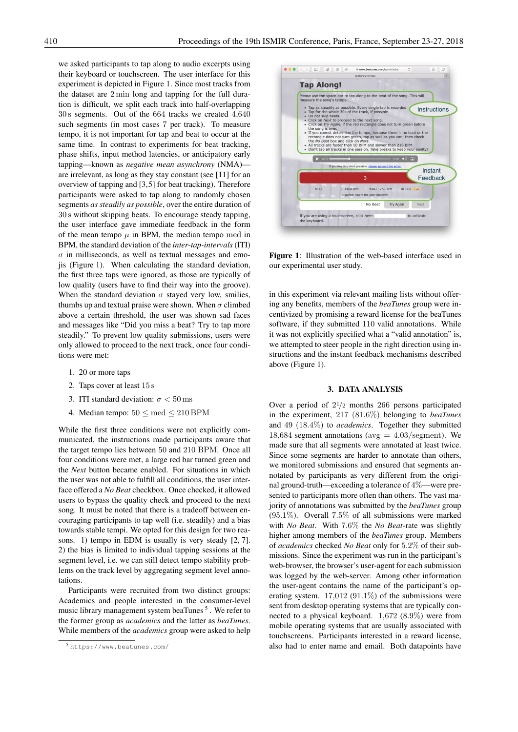we asked participants to tap along to audio excerpts using their keyboard or touchscreen. The user interface for this experiment is depicted in Figure 1. Since most tracks from the dataset are 2 min long and tapping for the full duration is difficult, we split each track into half-overlapping 30 s segments. Out of the 664 tracks we created 4,640 such segments (in most cases 7 per track). To measure tempo, it is not important for tap and beat to occur at the same time. In contrast to experiments for beat tracking, phase shifts, input method latencies, or anticipatory early tapping—known as *negative mean asynchrony* (NMA)—are irrelevant, as long as they stay constant (see [11] for an overview of tapping and [3,5] for beat tracking). Therefore participants were asked to tap along to randomly chosen segments *as steadily as possible*, over the entire duration of 30 s without skipping beats. To encourage steady tapping, the user interface gave immediate feedback in the form of the mean tempo $\mu$ in BPM, the median tempo med in BPM, the standard deviation of the *inter-tap-intervals* (ITI) $\sigma$ in milliseconds, as well as textual messages and emojis (Figure 1). When calculating the standard deviation, the first three taps were ignored, as those are typically of low quality (users have to find their way into the groove). When the standard deviation $\sigma$ stayed very low, smilies, thumbs up and textual praise were shown. When $\sigma$ climbed above a certain threshold, the user was shown sad faces and messages like "Did you miss a beat? Try to tap more steadily." To prevent low quality submissions, users were only allowed to proceed to the next track, once four conditions were met:

1. 20 or more taps
2. Taps cover at least 15 s
3. ITI standard deviation: $\sigma < 50\,\text{ms}$
4. Median tempo: $50 \leq \text{med} \leq 210\,\text{BPM}$

While the first three conditions were not explicitly communicated, the instructions made participants aware that the target tempo lies between 50 and 210 BPM. Once all four conditions were met, a large red bar turned green and the *Next* button became enabled. For situations in which the user was not able to fulfill all conditions, the user interface offered a *No Beat* checkbox. Once checked, it allowed users to bypass the quality check and proceed to the next song. It must be noted that there is a tradeoff between encouraging participants to tap well (i.e. steadily) and a bias towards stable tempi. We opted for this design for two reasons. 1) tempo in EDM is usually is very steady [2, 7]. 2) the bias is limited to individual tapping sessions at the segment level, i.e. we can still detect tempo stability problems on the track level by aggregating segment level annotations.

Participants were recruited from two distinct groups: Academics and people interested in the consumer-level music library management system beaTunes [5]. We refer to the former group as *academics* and the latter as *beaTunes*. While members of the *academics* group were asked to help

[5] https://www.beatunes.com/

**Figure 1**: Illustration of the web-based interface used in our experimental user study.

in this experiment via relevant mailing lists without offering any benefits, members of the *beaTunes* group were incentivized by promising a reward license for the beaTunes software, if they submitted 110 valid annotations. While it was not explicitly specified what a "valid annotation" is, we attempted to steer people in the right direction using instructions and the instant feedback mechanisms described above (Figure 1).

## 3. DATA ANALYSIS

Over a period of $2^1/_2$ months 266 persons participated in the experiment, 217 (81.6%) belonging to *beaTunes* and 49 (18.4%) to *academics*. Together they submitted 18,684 segment annotations (avg = 4.03/segment). We made sure that all segments were annotated at least twice. Since some segments are harder to annotate than others, we monitored submissions and ensured that segments annotated by participants as very different from the original ground-truth—exceeding a tolerance of 4%—were presented to participants more often than others. The vast majority of annotations was submitted by the *beaTunes* group (95.1%). Overall 7.5% of all submissions were marked with *No Beat*. With 7.6% the *No Beat*-rate was slightly higher among members of the *beaTunes* group. Members of *academics* checked *No Beat* only for 5.2% of their submissions. Since the experiment was run in the participant's web-browser, the browser's user-agent for each submission was logged by the web-server. Among other information the user-agent contains the name of the participant's operating system. 17,012 (91.1%) of the submissions were sent from desktop operating systems that are typically connected to a physical keyboard. 1,672 (8.9%) were from mobile operating systems that are usually associated with touchscreens. Participants interested in a reward license, also had to enter name and email. Both datapoints have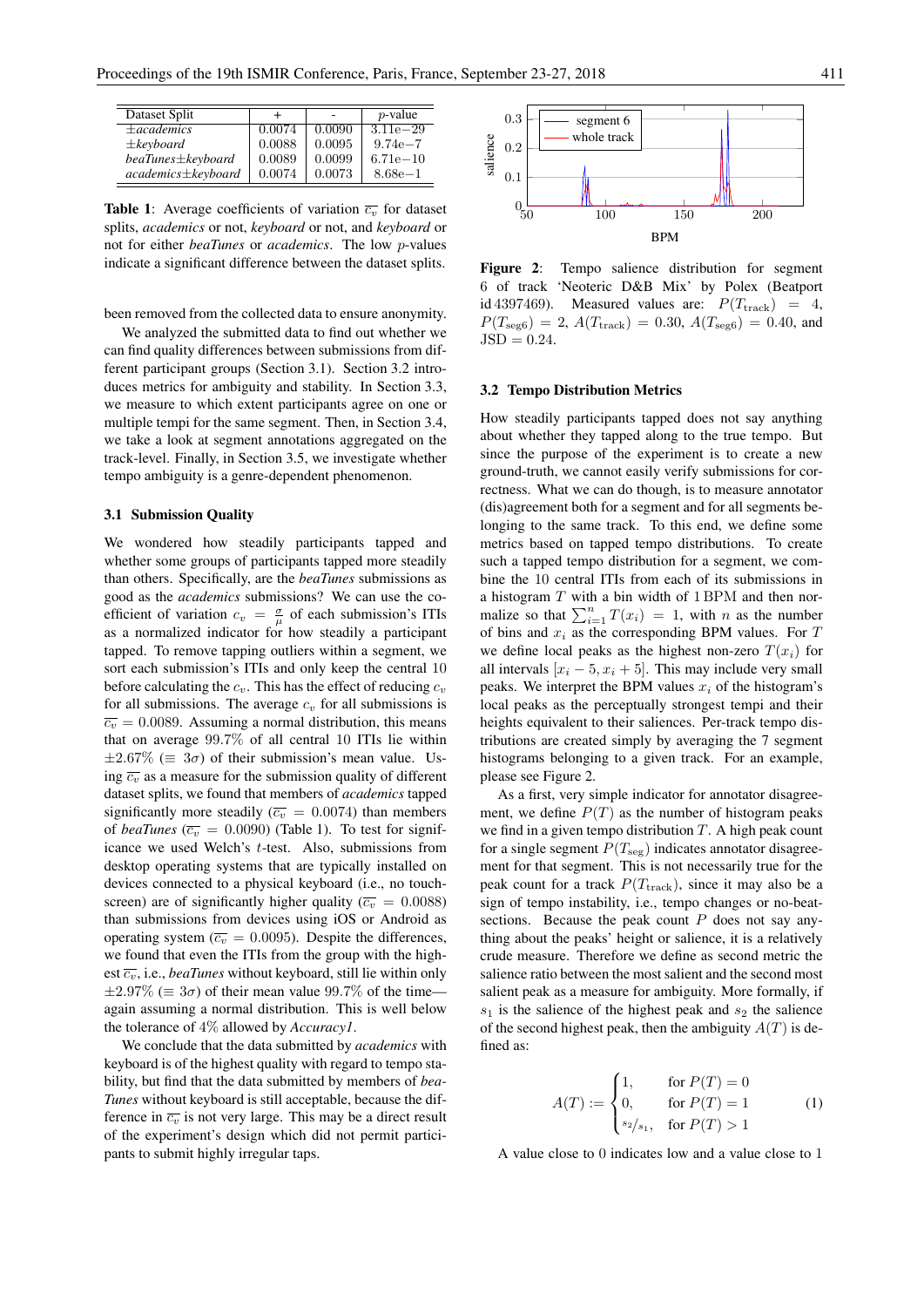| Dataset Split | + | - | $p$-value |
| --- | --- | --- | --- |
| $\pm$*academics* | 0.0074 | 0.0090 | 3.11e−29 |
| $\pm$*keyboard* | 0.0088 | 0.0095 | 9.74e−7 |
| *beaTunes*$\pm$*keyboard* | 0.0089 | 0.0099 | 6.71e−10 |
| *academics*$\pm$*keyboard* | 0.0074 | 0.0073 | 8.68e−1 |

**Table 1**: Average coefficients of variation $\overline{c_v}$ for dataset splits, *academics* or not, *keyboard* or not, and *keyboard* or not for either *beaTunes* or *academics*. The low $p$-values indicate a significant difference between the dataset splits.

been removed from the collected data to ensure anonymity.

We analyzed the submitted data to find out whether we can find quality differences between submissions from different participant groups (Section 3.1). Section 3.2 introduces metrics for ambiguity and stability. In Section 3.3, we measure to which extent participants agree on one or multiple tempi for the same segment. Then, in Section 3.4, we take a look at segment annotations aggregated on the track-level. Finally, in Section 3.5, we investigate whether tempo ambiguity is a genre-dependent phenomenon.

### 3.1 Submission Quality

We wondered how steadily participants tapped and whether some groups of participants tapped more steadily than others. Specifically, are the *beaTunes* submissions as good as the *academics* submissions? We can use the coefficient of variation $c_v = \frac{\sigma}{\mu}$ of each submission's ITIs as a normalized indicator for how steadily a participant tapped. To remove tapping outliers within a segment, we sort each submission's ITIs and only keep the central 10 before calculating the $c_v$. This has the effect of reducing $c_v$ for all submissions. The average $c_v$ for all submissions is $\overline{c_v} = 0.0089$. Assuming a normal distribution, this means that on average 99.7% of all central 10 ITIs lie within $\pm 2.67\%$ ($\equiv 3\sigma$) of their submission's mean value. Using $\overline{c_v}$ as a measure for the submission quality of different dataset splits, we found that members of *academics* tapped significantly more steadily ($\overline{c_v} = 0.0074$) than members of *beaTunes* ($\overline{c_v} = 0.0090$) (Table 1). To test for significance we used Welch's $t$-test. Also, submissions from desktop operating systems that are typically installed on devices connected to a physical keyboard (i.e., no touch-screen) are of significantly higher quality ($\overline{c_v} = 0.0088$) than submissions from devices using iOS or Android as operating system ($\overline{c_v} = 0.0095$). Despite the differences, we found that even the ITIs from the group with the highest $\overline{c_v}$, i.e., *beaTunes* without keyboard, still lie within only $\pm 2.97\%$ ($\equiv 3\sigma$) of their mean value 99.7% of the time—again assuming a normal distribution. This is well below the tolerance of 4% allowed by *Accuracy1*.

We conclude that the data submitted by *academics* with keyboard is of the highest quality with regard to tempo stability, but find that the data submitted by members of *beaTunes* without keyboard is still acceptable, because the difference in $\overline{c_v}$ is not very large. This may be a direct result of the experiment's design which did not permit participants to submit highly irregular taps.

**Figure 2**: Tempo salience distribution for segment 6 of track 'Neoteric D&B Mix' by Polex (Beatport id 4397469). Measured values are: $P(T_{\text{track}}) = 4$, $P(T_{\text{seg6}}) = 2$, $A(T_{\text{track}}) = 0.30$, $A(T_{\text{seg6}}) = 0.40$, and $\text{JSD} = 0.24$.

### 3.2 Tempo Distribution Metrics

How steadily participants tapped does not say anything about whether they tapped along to the true tempo. But since the purpose of the experiment is to create a new ground-truth, we cannot easily verify submissions for correctness. What we can do though, is to measure annotator (dis)agreement both for a segment and for all segments belonging to the same track. To this end, we define some metrics based on tapped tempo distributions. To create such a tapped tempo distribution for a segment, we combine the 10 central ITIs from each of its submissions in a histogram $T$ with a bin width of 1 BPM and then normalize so that $\sum_{i=1}^{n} T(x_i) = 1$, with $n$ as the number of bins and $x_i$ as the corresponding BPM values. For $T$ we define local peaks as the highest non-zero $T(x_i)$ for all intervals $[x_i - 5, x_i + 5]$. This may include very small peaks. We interpret the BPM values $x_i$ of the histogram's local peaks as the perceptually strongest tempi and their heights equivalent to their saliences. Per-track tempo distributions are created simply by averaging the 7 segment histograms belonging to a given track. For an example, please see Figure 2.

As a first, very simple indicator for annotator disagreement, we define $P(T)$ as the number of histogram peaks we find in a given tempo distribution $T$. A high peak count for a single segment $P(T_{\text{seg}})$ indicates annotator disagreement for that segment. This is not necessarily true for the peak count for a track $P(T_{\text{track}})$, since it may also be a sign of tempo instability, i.e., tempo changes or no-beat-sections. Because the peak count $P$ does not say anything about the peaks' height or salience, it is a relatively crude measure. Therefore we define as second metric the salience ratio between the most salient and the second most salient peak as a measure for ambiguity. More formally, if $s_1$ is the salience of the highest peak and $s_2$ the salience of the second highest peak, then the ambiguity $A(T)$ is defined as:

$$A(T) := \begin{cases} 1, & \text{for } P(T) = 0 \\ 0, & \text{for } P(T) = 1 \\ {s_2}/{s_1}, & \text{for } P(T) > 1 \end{cases} \tag{1}$$

A value close to 0 indicates low and a value close to 1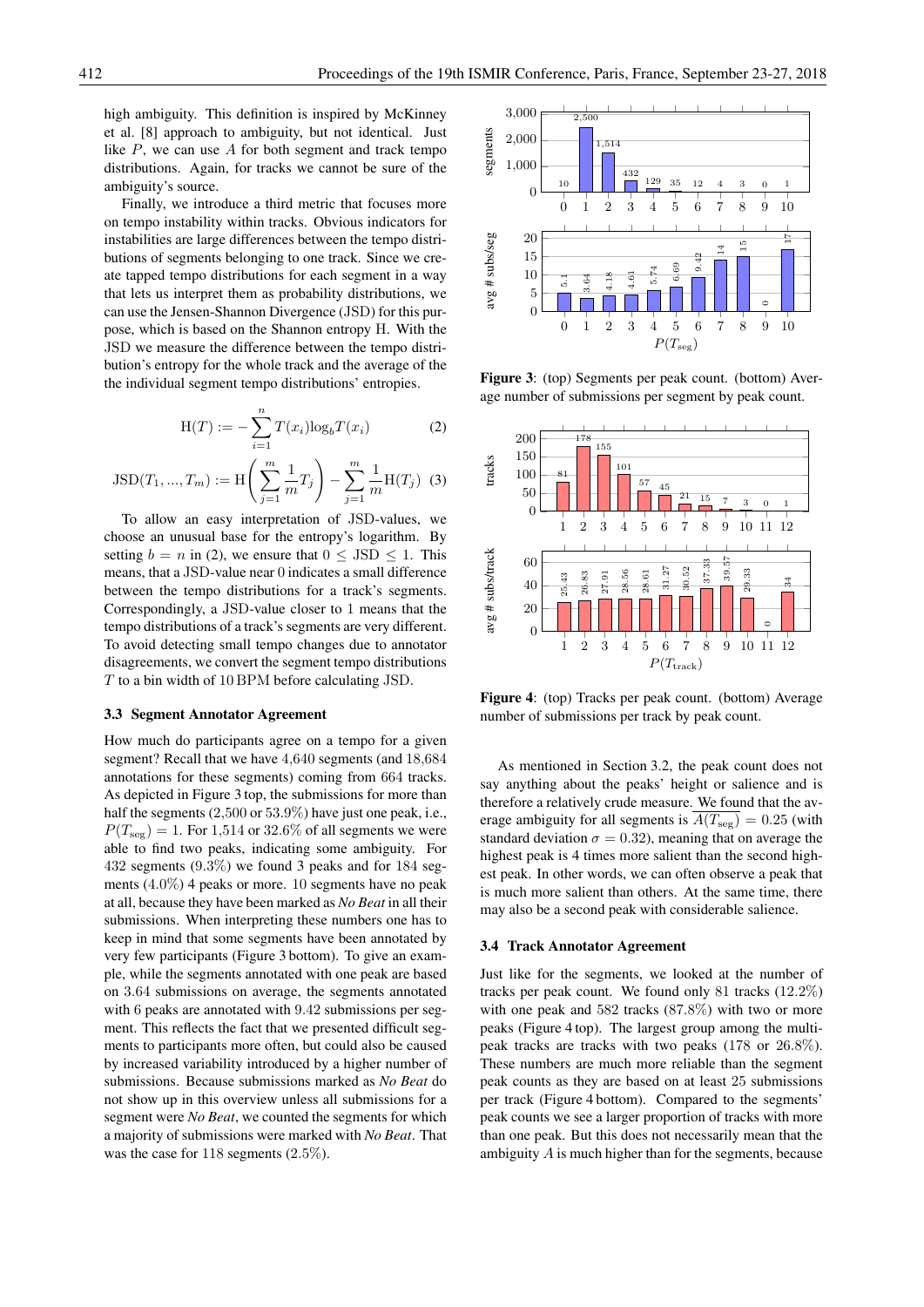high ambiguity. This definition is inspired by McKinney et al. [8] approach to ambiguity, but not identical. Just like $P$, we can use $A$ for both segment and track tempo distributions. Again, for tracks we cannot be sure of the ambiguity's source.

Finally, we introduce a third metric that focuses more on tempo instability within tracks. Obvious indicators for instabilities are large differences between the tempo distributions of segments belonging to one track. Since we create tapped tempo distributions for each segment in a way that lets us interpret them as probability distributions, we can use the Jensen-Shannon Divergence (JSD) for this purpose, which is based on the Shannon entropy H. With the JSD we measure the difference between the tempo distribution's entropy for the whole track and the average of the the individual segment tempo distributions' entropies.

$$\mathrm{H}(T) := -\sum_{i=1}^{n} T(x_i) \log_b T(x_i) \tag{2}$$

$$\mathrm{JSD}(T_1, ..., T_m) := \mathrm{H}\left(\sum_{j=1}^{m} \frac{1}{m} T_j\right) - \sum_{j=1}^{m} \frac{1}{m} \mathrm{H}(T_j) \tag{3}$$

To allow an easy interpretation of JSD-values, we choose an unusual base for the entropy's logarithm. By setting $b = n$ in (2), we ensure that $0 \leq \mathrm{JSD} \leq 1$. This means, that a JSD-value near 0 indicates a small difference between the tempo distributions for a track's segments. Correspondingly, a JSD-value closer to 1 means that the tempo distributions of a track's segments are very different. To avoid detecting small tempo changes due to annotator disagreements, we convert the segment tempo distributions $T$ to a bin width of 10 BPM before calculating JSD.

### 3.3 Segment Annotator Agreement

How much do participants agree on a tempo for a given segment? Recall that we have 4,640 segments (and 18,684 annotations for these segments) coming from 664 tracks. As depicted in Figure 3 top, the submissions for more than half the segments (2,500 or 53.9%) have just one peak, i.e., $P(T_{\text{seg}}) = 1$. For 1,514 or 32.6% of all segments we were able to find two peaks, indicating some ambiguity. For 432 segments (9.3%) we found 3 peaks and for 184 segments (4.0%) 4 peaks or more. 10 segments have no peak at all, because they have been marked as *No Beat* in all their submissions. When interpreting these numbers one has to keep in mind that some segments have been annotated by very few participants (Figure 3 bottom). To give an example, while the segments annotated with one peak are based on 3.64 submissions on average, the segments annotated with 6 peaks are annotated with 9.42 submissions per segment. This reflects the fact that we presented difficult segments to participants more often, but could also be caused by increased variability introduced by a higher number of submissions. Because submissions marked as *No Beat* do not show up in this overview unless all submissions for a segment were *No Beat*, we counted the segments for which a majority of submissions were marked with *No Beat*. That was the case for 118 segments (2.5%).

**Figure 3**: (top) Segments per peak count. (bottom) Average number of submissions per segment by peak count.

**Figure 4**: (top) Tracks per peak count. (bottom) Average number of submissions per track by peak count.

As mentioned in Section 3.2, the peak count does not say anything about the peaks' height or salience and is therefore a relatively crude measure. We found that the average ambiguity for all segments is $\overline{A(T_{\text{seg}})} = 0.25$ (with standard deviation $\sigma = 0.32$), meaning that on average the highest peak is 4 times more salient than the second highest peak. In other words, we can often observe a peak that is much more salient than others. At the same time, there may also be a second peak with considerable salience.

### 3.4 Track Annotator Agreement

Just like for the segments, we looked at the number of tracks per peak count. We found only 81 tracks (12.2%) with one peak and 582 tracks (87.8%) with two or more peaks (Figure 4 top). The largest group among the multi-peak tracks are tracks with two peaks (178 or 26.8%). These numbers are much more reliable than the segment peak counts as they are based on at least 25 submissions per track (Figure 4 bottom). Compared to the segments' peak counts we see a larger proportion of tracks with more than one peak. But this does not necessarily mean that the ambiguity $A$ is much higher than for the segments, because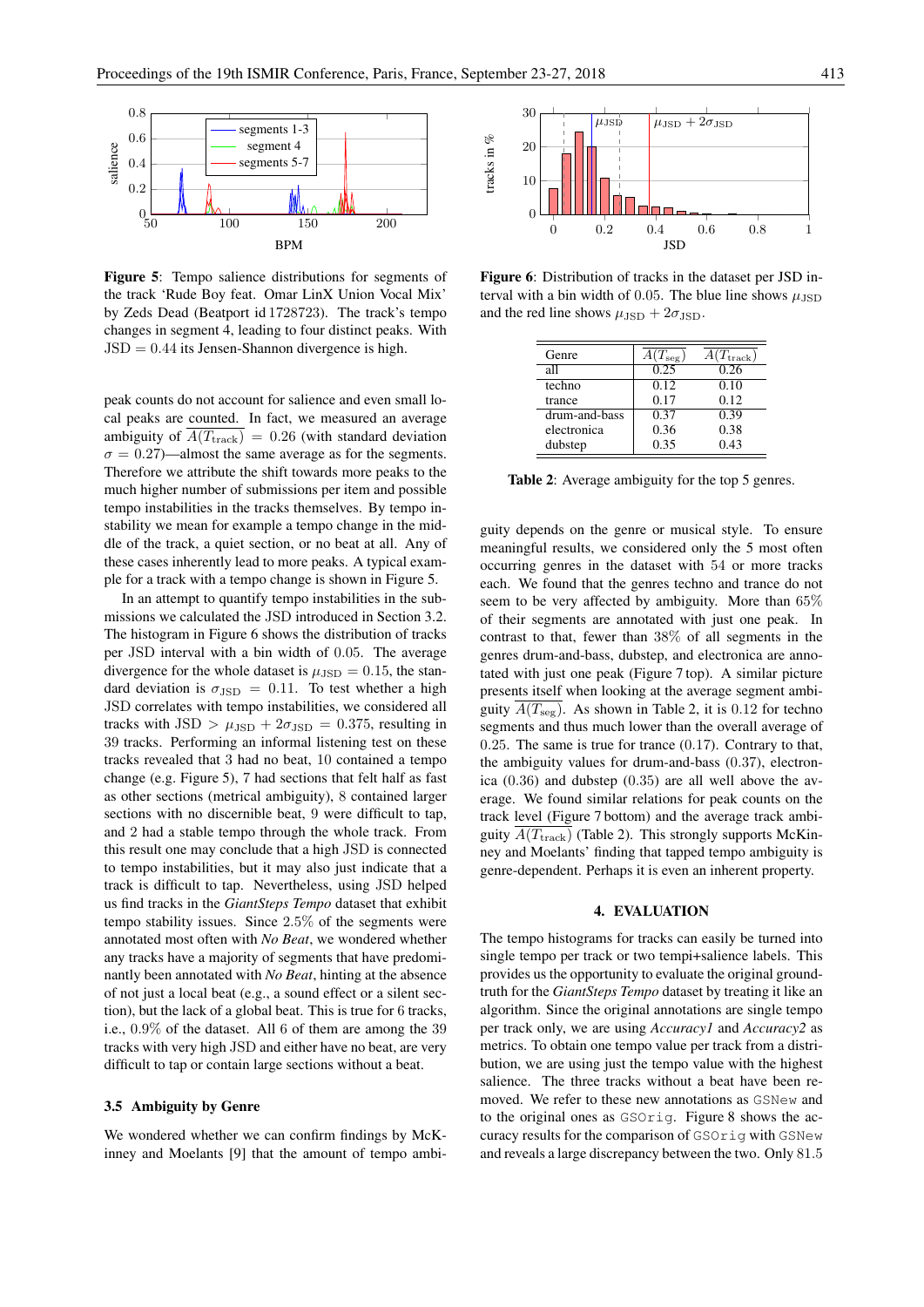Figure 5: Tempo salience distributions for segments of the track 'Rude Boy feat. Omar LinX Union Vocal Mix' by Zeds Dead (Beatport id 1728723). The track's tempo changes in segment 4, leading to four distinct peaks. With JSD $= 0.44$ its Jensen-Shannon divergence is high.

peak counts do not account for salience and even small local peaks are counted. In fact, we measured an average ambiguity of $\overline{A(T_{\text{track}})} = 0.26$ (with standard deviation $\sigma = 0.27$)—almost the same average as for the segments. Therefore we attribute the shift towards more peaks to the much higher number of submissions per item and possible tempo instabilities in the tracks themselves. By tempo instability we mean for example a tempo change in the middle of the track, a quiet section, or no beat at all. Any of these cases inherently lead to more peaks. A typical example for a track with a tempo change is shown in Figure 5.

In an attempt to quantify tempo instabilities in the submissions we calculated the JSD introduced in Section 3.2. The histogram in Figure 6 shows the distribution of tracks per JSD interval with a bin width of 0.05. The average divergence for the whole dataset is $\mu_{\text{JSD}} = 0.15$, the standard deviation is $\sigma_{\text{JSD}} = 0.11$. To test whether a high JSD correlates with tempo instabilities, we considered all tracks with JSD $> \mu_{\text{JSD}} + 2\sigma_{\text{JSD}} = 0.375$, resulting in 39 tracks. Performing an informal listening test on these tracks revealed that 3 had no beat, 10 contained a tempo change (e.g. Figure 5), 7 had sections that felt half as fast as other sections (metrical ambiguity), 8 contained larger sections with no discernible beat, 9 were difficult to tap, and 2 had a stable tempo through the whole track. From this result one may conclude that a high JSD is connected to tempo instabilities, but it may also just indicate that a track is difficult to tap. Nevertheless, using JSD helped us find tracks in the *GiantSteps Tempo* dataset that exhibit tempo stability issues. Since 2.5% of the segments were annotated most often with *No Beat*, we wondered whether any tracks have a majority of segments that have predominantly been annotated with *No Beat*, hinting at the absence of not just a local beat (e.g., a sound effect or a silent section), but the lack of a global beat. This is true for 6 tracks, i.e., 0.9% of the dataset. All 6 of them are among the 39 tracks with very high JSD and either have no beat, are very difficult to tap or contain large sections without a beat.

### 3.5 Ambiguity by Genre

We wondered whether we can confirm findings by McKinney and Moelants [9] that the amount of tempo ambiguity depends on the genre or musical style. To ensure meaningful results, we considered only the 5 most often occurring genres in the dataset with 54 or more tracks each. We found that the genres techno and trance do not seem to be very affected by ambiguity. More than 65% of their segments are annotated with just one peak. In contrast to that, fewer than 38% of all segments in the genres drum-and-bass, dubstep, and electronica are annotated with just one peak (Figure 7 top). A similar picture presents itself when looking at the average segment ambiguity $\overline{A(T_{\text{seg}})}$. As shown in Table 2, it is 0.12 for techno segments and thus much lower than the overall average of 0.25. The same is true for trance (0.17). Contrary to that, the ambiguity values for drum-and-bass (0.37), electronica (0.36) and dubstep (0.35) are all well above the average. We found similar relations for peak counts on the track level (Figure 7 bottom) and the average track ambiguity $\overline{A(T_{\text{track}})}$ (Table 2). This strongly supports McKinney and Moelants' finding that tapped tempo ambiguity is genre-dependent. Perhaps it is even an inherent property.

Figure 6: Distribution of tracks in the dataset per JSD interval with a bin width of 0.05. The blue line shows $\mu_{\text{JSD}}$ and the red line shows $\mu_{\text{JSD}} + 2\sigma_{\text{JSD}}$.

| Genre | $\overline{A(T_{\text{seg}})}$ | $\overline{A(T_{\text{track}})}$ |
|---|---|---|
| all | 0.25 | 0.26 |
| techno | 0.12 | 0.10 |
| trance | 0.17 | 0.12 |
| drum-and-bass | 0.37 | 0.39 |
| electronica | 0.36 | 0.38 |
| dubstep | 0.35 | 0.43 |

Table 2: Average ambiguity for the top 5 genres.

## 4. EVALUATION

The tempo histograms for tracks can easily be turned into single tempo per track or two tempi+salience labels. This provides us the opportunity to evaluate the original ground-truth for the *GiantSteps Tempo* dataset by treating it like an algorithm. Since the original annotations are single tempo per track only, we are using *Accuracy1* and *Accuracy2* as metrics. To obtain one tempo value per track from a distribution, we are using just the tempo value with the highest salience. The three tracks without a beat have been removed. We refer to these new annotations as `GSNew` and to the original ones as `GSOrig`. Figure 8 shows the accuracy results for the comparison of `GSOrig` with `GSNew` and reveals a large discrepancy between the two. Only 81.5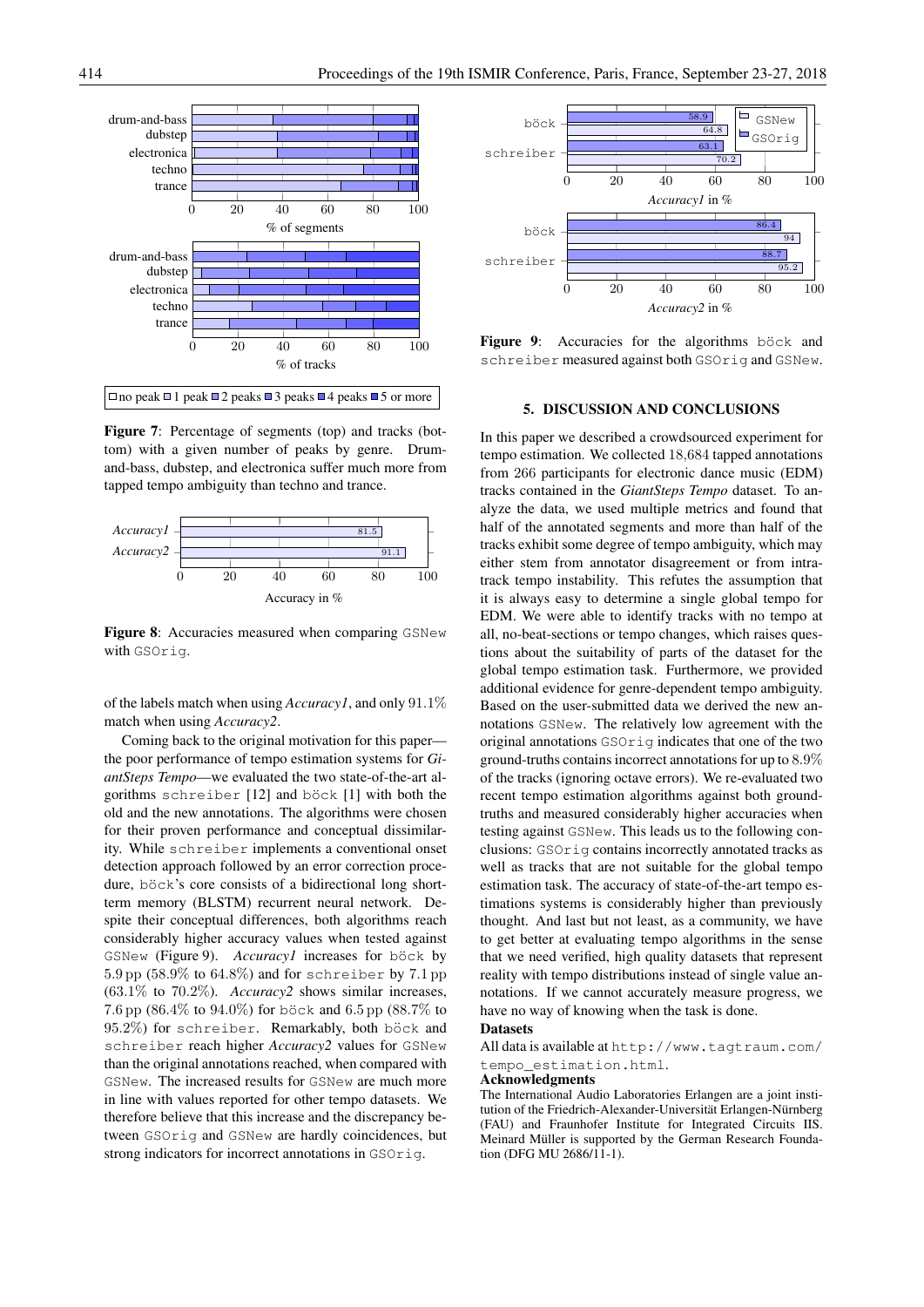**Figure 7**: Percentage of segments (top) and tracks (bottom) with a given number of peaks by genre. Drum-and-bass, dubstep, and electronica suffer much more from tapped tempo ambiguity than techno and trance.

**Figure 8**: Accuracies measured when comparing GSNew with GSOrig.

of the labels match when using *Accuracy1*, and only 91.1% match when using *Accuracy2*.

Coming back to the original motivation for this paper—the poor performance of tempo estimation systems for *GiantSteps Tempo*—we evaluated the two state-of-the-art algorithms schreiber [12] and böck [1] with both the old and the new annotations. The algorithms were chosen for their proven performance and conceptual dissimilarity. While schreiber implements a conventional onset detection approach followed by an error correction procedure, böck's core consists of a bidirectional long short-term memory (BLSTM) recurrent neural network. Despite their conceptual differences, both algorithms reach considerably higher accuracy values when tested against GSNew (Figure 9). *Accuracy1* increases for böck by 5.9 pp (58.9% to 64.8%) and for schreiber by 7.1 pp (63.1% to 70.2%). *Accuracy2* shows similar increases, 7.6 pp (86.4% to 94.0%) for böck and 6.5 pp (88.7% to 95.2%) for schreiber. Remarkably, both böck and schreiber reach higher *Accuracy2* values for GSNew than the original annotations reached, when compared with GSNew. The increased results for GSNew are much more in line with values reported for other tempo datasets. We therefore believe that this increase and the discrepancy between GSOrig and GSNew are hardly coincidences, but strong indicators for incorrect annotations in GSOrig.

**Figure 9**: Accuracies for the algorithms böck and schreiber measured against both GSOrig and GSNew.

## 5. DISCUSSION AND CONCLUSIONS

In this paper we described a crowdsourced experiment for tempo estimation. We collected 18,684 tapped annotations from 266 participants for electronic dance music (EDM) tracks contained in the *GiantSteps Tempo* dataset. To analyze the data, we used multiple metrics and found that half of the annotated segments and more than half of the tracks exhibit some degree of tempo ambiguity, which may either stem from annotator disagreement or from intra-track tempo instability. This refutes the assumption that it is always easy to determine a single global tempo for EDM. We were able to identify tracks with no tempo at all, no-beat-sections or tempo changes, which raises questions about the suitability of parts of the dataset for the global tempo estimation task. Furthermore, we provided additional evidence for genre-dependent tempo ambiguity. Based on the user-submitted data we derived the new annotations GSNew. The relatively low agreement with the original annotations GSOrig indicates that one of the two ground-truths contains incorrect annotations for up to 8.9% of the tracks (ignoring octave errors). We re-evaluated two recent tempo estimation algorithms against both ground-truths and measured considerably higher accuracies when testing against GSNew. This leads us to the following conclusions: GSOrig contains incorrectly annotated tracks as well as tracks that are not suitable for the global tempo estimation task. The accuracy of state-of-the-art tempo estimations systems is considerably higher than previously thought. And last but not least, as a community, we have to get better at evaluating tempo algorithms in the sense that we need verified, high quality datasets that represent reality with tempo distributions instead of single value annotations. If we cannot accurately measure progress, we have no way of knowing when the task is done.

### Datasets

All data is available at http://www.tagtraum.com/tempo_estimation.html.

### Acknowledgments

The International Audio Laboratories Erlangen are a joint institution of the Friedrich-Alexander-Universität Erlangen-Nürnberg (FAU) and Fraunhofer Institute for Integrated Circuits IIS. Meinard Müller is supported by the German Research Foundation (DFG MU 2686/11-1).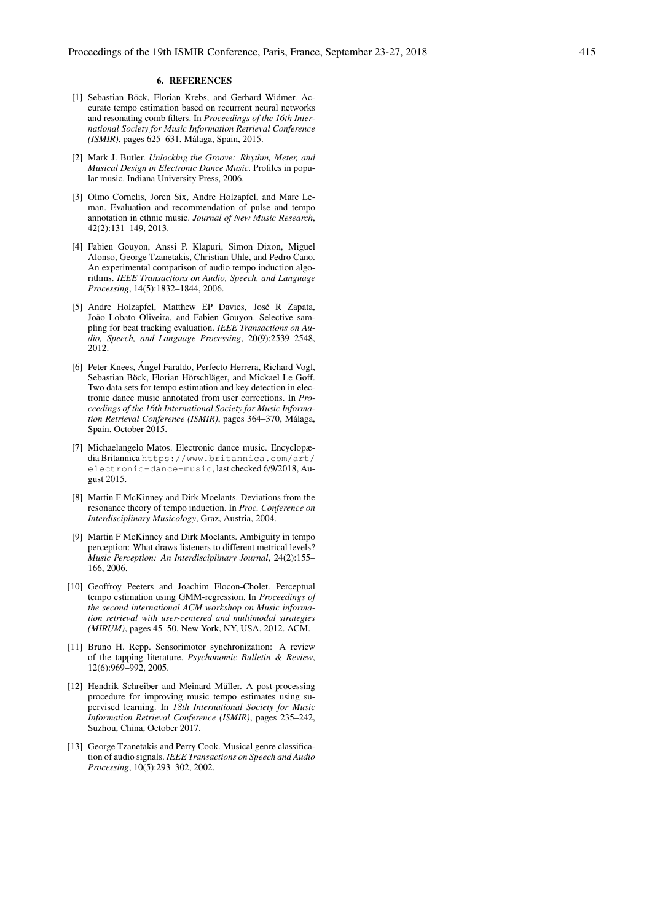## 6. REFERENCES

[1] Sebastian Böck, Florian Krebs, and Gerhard Widmer. Accurate tempo estimation based on recurrent neural networks and resonating comb filters. In *Proceedings of the 16th International Society for Music Information Retrieval Conference (ISMIR)*, pages 625–631, Málaga, Spain, 2015.

[2] Mark J. Butler. *Unlocking the Groove: Rhythm, Meter, and Musical Design in Electronic Dance Music*. Profiles in popular music. Indiana University Press, 2006.

[3] Olmo Cornelis, Joren Six, Andre Holzapfel, and Marc Leman. Evaluation and recommendation of pulse and tempo annotation in ethnic music. *Journal of New Music Research*, 42(2):131–149, 2013.

[4] Fabien Gouyon, Anssi P. Klapuri, Simon Dixon, Miguel Alonso, George Tzanetakis, Christian Uhle, and Pedro Cano. An experimental comparison of audio tempo induction algorithms. *IEEE Transactions on Audio, Speech, and Language Processing*, 14(5):1832–1844, 2006.

[5] Andre Holzapfel, Matthew EP Davies, José R Zapata, João Lobato Oliveira, and Fabien Gouyon. Selective sampling for beat tracking evaluation. *IEEE Transactions on Audio, Speech, and Language Processing*, 20(9):2539–2548, 2012.

[6] Peter Knees, Ángel Faraldo, Perfecto Herrera, Richard Vogl, Sebastian Böck, Florian Hörschläger, and Mickael Le Goff. Two data sets for tempo estimation and key detection in electronic dance music annotated from user corrections. In *Proceedings of the 16th International Society for Music Information Retrieval Conference (ISMIR)*, pages 364–370, Málaga, Spain, October 2015.

[7] Michaelangelo Matos. Electronic dance music. Encyclopædia Britannica `https://www.britannica.com/art/electronic-dance-music`, last checked 6/9/2018, August 2015.

[8] Martin F McKinney and Dirk Moelants. Deviations from the resonance theory of tempo induction. In *Proc. Conference on Interdisciplinary Musicology*, Graz, Austria, 2004.

[9] Martin F McKinney and Dirk Moelants. Ambiguity in tempo perception: What draws listeners to different metrical levels? *Music Perception: An Interdisciplinary Journal*, 24(2):155–166, 2006.

[10] Geoffroy Peeters and Joachim Flocon-Cholet. Perceptual tempo estimation using GMM-regression. In *Proceedings of the second international ACM workshop on Music information retrieval with user-centered and multimodal strategies (MIRUM)*, pages 45–50, New York, NY, USA, 2012. ACM.

[11] Bruno H. Repp. Sensorimotor synchronization: A review of the tapping literature. *Psychonomic Bulletin & Review*, 12(6):969–992, 2005.

[12] Hendrik Schreiber and Meinard Müller. A post-processing procedure for improving music tempo estimates using supervised learning. In *18th International Society for Music Information Retrieval Conference (ISMIR)*, pages 235–242, Suzhou, China, October 2017.

[13] George Tzanetakis and Perry Cook. Musical genre classification of audio signals. *IEEE Transactions on Speech and Audio Processing*, 10(5):293–302, 2002.